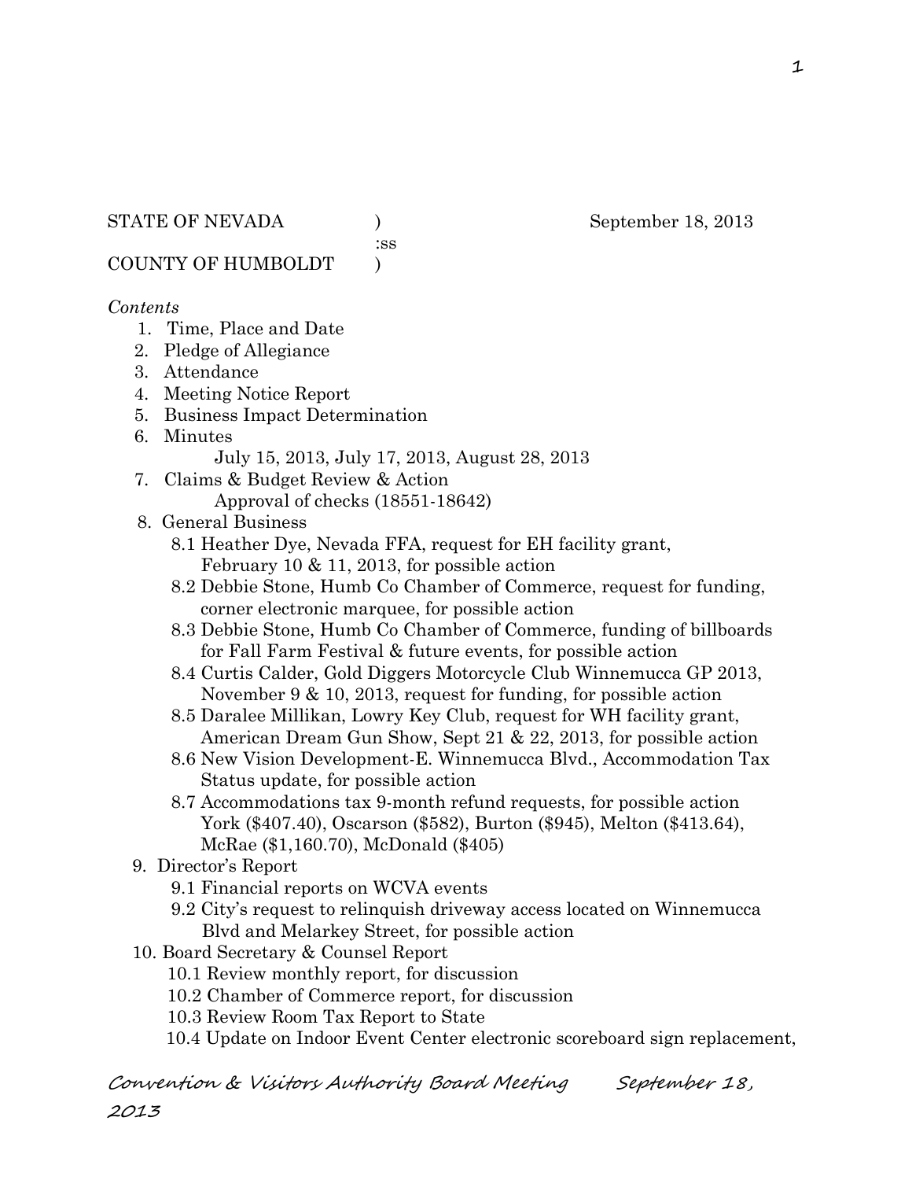STATE OF NEVADA ) September 18, 2013
:ss
COUNTY OF HUMBOLDT )

*Contents*

1. Time, Place and Date
2. Pledge of Allegiance
3. Attendance
4. Meeting Notice Report
5. Business Impact Determination
6. Minutes
   July 15, 2013, July 17, 2013, August 28, 2013
7. Claims & Budget Review & Action
   Approval of checks (18551-18642)
8. General Business
   - 8.1 Heather Dye, Nevada FFA, request for EH facility grant, February 10 & 11, 2013, for possible action
   - 8.2 Debbie Stone, Humb Co Chamber of Commerce, request for funding, corner electronic marquee, for possible action
   - 8.3 Debbie Stone, Humb Co Chamber of Commerce, funding of billboards for Fall Farm Festival & future events, for possible action
   - 8.4 Curtis Calder, Gold Diggers Motorcycle Club Winnemucca GP 2013, November 9 & 10, 2013, request for funding, for possible action
   - 8.5 Daralee Millikan, Lowry Key Club, request for WH facility grant, American Dream Gun Show, Sept 21 & 22, 2013, for possible action
   - 8.6 New Vision Development-E. Winnemucca Blvd., Accommodation Tax Status update, for possible action
   - 8.7 Accommodations tax 9-month refund requests, for possible action York ($407.40), Oscarson ($582), Burton ($945), Melton ($413.64), McRae ($1,160.70), McDonald ($405)
9. Director's Report
   - 9.1 Financial reports on WCVA events
   - 9.2 City's request to relinquish driveway access located on Winnemucca Blvd and Melarkey Street, for possible action
10. Board Secretary & Counsel Report
    - 10.1 Review monthly report, for discussion
    - 10.2 Chamber of Commerce report, for discussion
    - 10.3 Review Room Tax Report to State
    - 10.4 Update on Indoor Event Center electronic scoreboard sign replacement,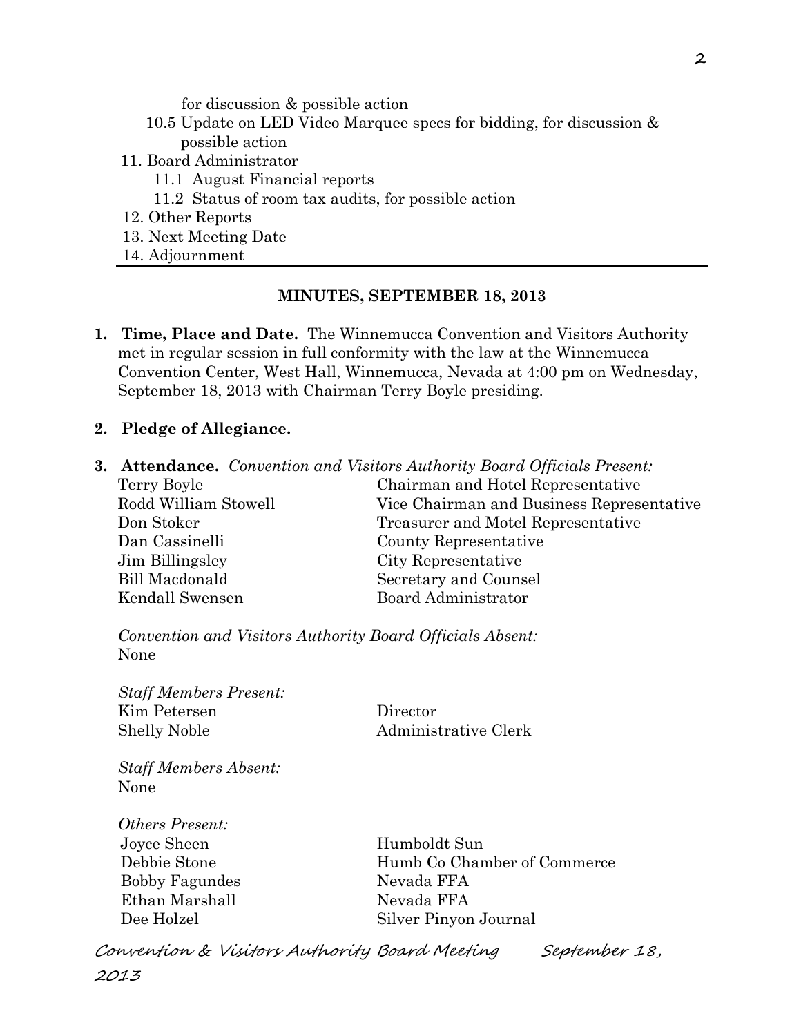for discussion & possible action

10.5 Update on LED Video Marquee specs for bidding, for discussion & possible action

11. Board Administrator
    11.1 August Financial reports
    11.2 Status of room tax audits, for possible action
12. Other Reports
13. Next Meeting Date
14. Adjournment

---

## MINUTES, SEPTEMBER 18, 2013

1. **Time, Place and Date.** The Winnemucca Convention and Visitors Authority met in regular session in full conformity with the law at the Winnemucca Convention Center, West Hall, Winnemucca, Nevada at 4:00 pm on Wednesday, September 18, 2013 with Chairman Terry Boyle presiding.

2. **Pledge of Allegiance.**

3. **Attendance.** *Convention and Visitors Authority Board Officials Present:*

| | |
|---|---|
| Terry Boyle | Chairman and Hotel Representative |
| Rodd William Stowell | Vice Chairman and Business Representative |
| Don Stoker | Treasurer and Motel Representative |
| Dan Cassinelli | County Representative |
| Jim Billingsley | City Representative |
| Bill Macdonald | Secretary and Counsel |
| Kendall Swensen | Board Administrator |

*Convention and Visitors Authority Board Officials Absent:*
None

*Staff Members Present:*

| | |
|---|---|
| Kim Petersen | Director |
| Shelly Noble | Administrative Clerk |

*Staff Members Absent:*
None

*Others Present:*

| | |
|---|---|
| Joyce Sheen | Humboldt Sun |
| Debbie Stone | Humb Co Chamber of Commerce |
| Bobby Fagundes | Nevada FFA |
| Ethan Marshall | Nevada FFA |
| Dee Holzel | Silver Pinyon Journal |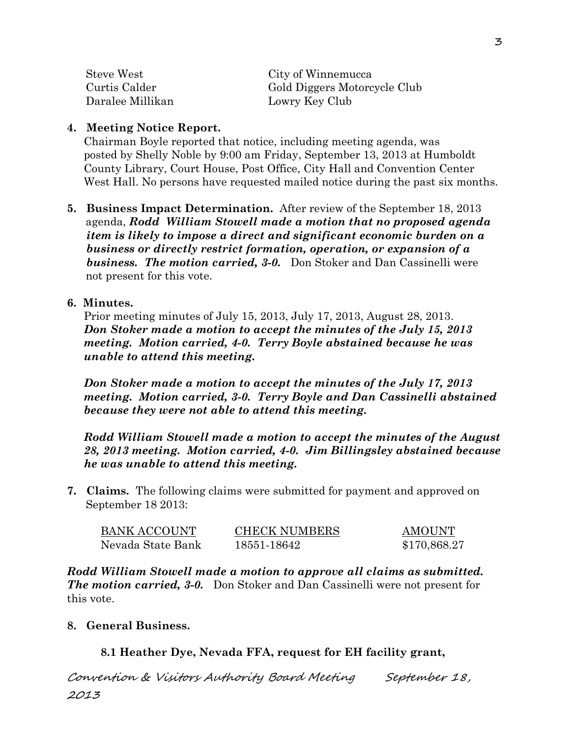| | |
|---|---|
| Steve West | City of Winnemucca |
| Curtis Calder | Gold Diggers Motorcycle Club |
| Daralee Millikan | Lowry Key Club |

**4. Meeting Notice Report.**

Chairman Boyle reported that notice, including meeting agenda, was posted by Shelly Noble by 9:00 am Friday, September 13, 2013 at Humboldt County Library, Court House, Post Office, City Hall and Convention Center West Hall. No persons have requested mailed notice during the past six months.

**5. Business Impact Determination.** After review of the September 18, 2013 agenda, ***Rodd William Stowell made a motion that no proposed agenda item is likely to impose a direct and significant economic burden on a business or directly restrict formation, operation, or expansion of a business. The motion carried, 3-0.*** Don Stoker and Dan Cassinelli were not present for this vote.

**6. Minutes.**

Prior meeting minutes of July 15, 2013, July 17, 2013, August 28, 2013.
***Don Stoker made a motion to accept the minutes of the July 15, 2013 meeting. Motion carried, 4-0. Terry Boyle abstained because he was unable to attend this meeting.***

***Don Stoker made a motion to accept the minutes of the July 17, 2013 meeting. Motion carried, 3-0. Terry Boyle and Dan Cassinelli abstained because they were not able to attend this meeting.***

***Rodd William Stowell made a motion to accept the minutes of the August 28, 2013 meeting. Motion carried, 4-0. Jim Billingsley abstained because he was unable to attend this meeting.***

**7. Claims.** The following claims were submitted for payment and approved on September 18 2013:

| BANK ACCOUNT | CHECK NUMBERS | AMOUNT |
|---|---|---|
| Nevada State Bank | 18551-18642 | $170,868.27 |

***Rodd William Stowell made a motion to approve all claims as submitted. The motion carried, 3-0.*** Don Stoker and Dan Cassinelli were not present for this vote.

**8. General Business.**

**8.1 Heather Dye, Nevada FFA, request for EH facility grant,**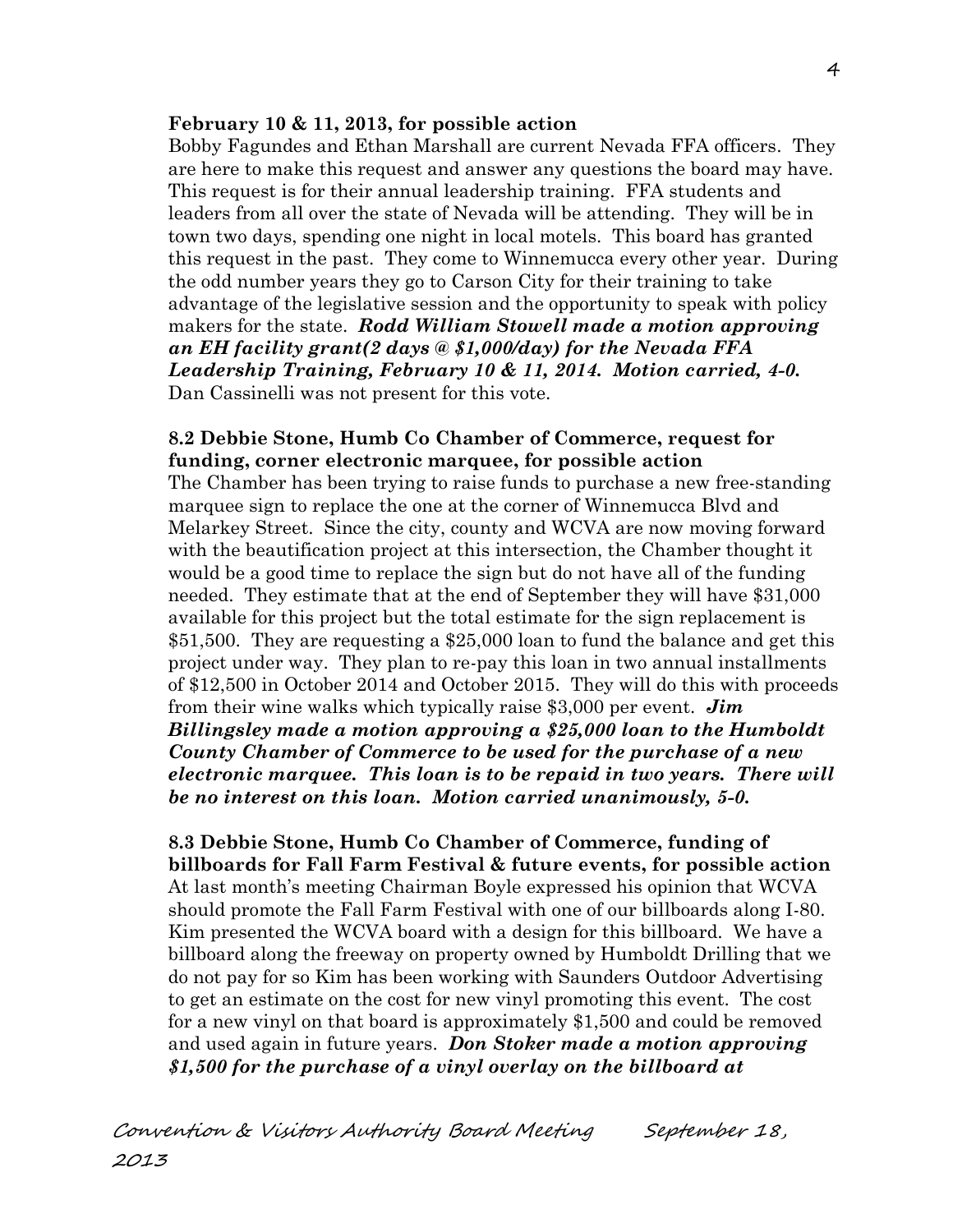**February 10 & 11, 2013, for possible action**

Bobby Fagundes and Ethan Marshall are current Nevada FFA officers. They are here to make this request and answer any questions the board may have. This request is for their annual leadership training. FFA students and leaders from all over the state of Nevada will be attending. They will be in town two days, spending one night in local motels. This board has granted this request in the past. They come to Winnemucca every other year. During the odd number years they go to Carson City for their training to take advantage of the legislative session and the opportunity to speak with policy makers for the state. ***Rodd William Stowell made a motion approving an EH facility grant(2 days @ $1,000/day) for the Nevada FFA Leadership Training, February 10 & 11, 2014. Motion carried, 4-0.*** Dan Cassinelli was not present for this vote.

**8.2 Debbie Stone, Humb Co Chamber of Commerce, request for funding, corner electronic marquee, for possible action**

The Chamber has been trying to raise funds to purchase a new free-standing marquee sign to replace the one at the corner of Winnemucca Blvd and Melarkey Street. Since the city, county and WCVA are now moving forward with the beautification project at this intersection, the Chamber thought it would be a good time to replace the sign but do not have all of the funding needed. They estimate that at the end of September they will have $31,000 available for this project but the total estimate for the sign replacement is $51,500. They are requesting a $25,000 loan to fund the balance and get this project under way. They plan to re-pay this loan in two annual installments of $12,500 in October 2014 and October 2015. They will do this with proceeds from their wine walks which typically raise $3,000 per event. ***Jim Billingsley made a motion approving a $25,000 loan to the Humboldt County Chamber of Commerce to be used for the purchase of a new electronic marquee. This loan is to be repaid in two years. There will be no interest on this loan. Motion carried unanimously, 5-0.***

**8.3 Debbie Stone, Humb Co Chamber of Commerce, funding of billboards for Fall Farm Festival & future events, for possible action**

At last month's meeting Chairman Boyle expressed his opinion that WCVA should promote the Fall Farm Festival with one of our billboards along I-80. Kim presented the WCVA board with a design for this billboard. We have a billboard along the freeway on property owned by Humboldt Drilling that we do not pay for so Kim has been working with Saunders Outdoor Advertising to get an estimate on the cost for new vinyl promoting this event. The cost for a new vinyl on that board is approximately $1,500 and could be removed and used again in future years. ***Don Stoker made a motion approving $1,500 for the purchase of a vinyl overlay on the billboard at***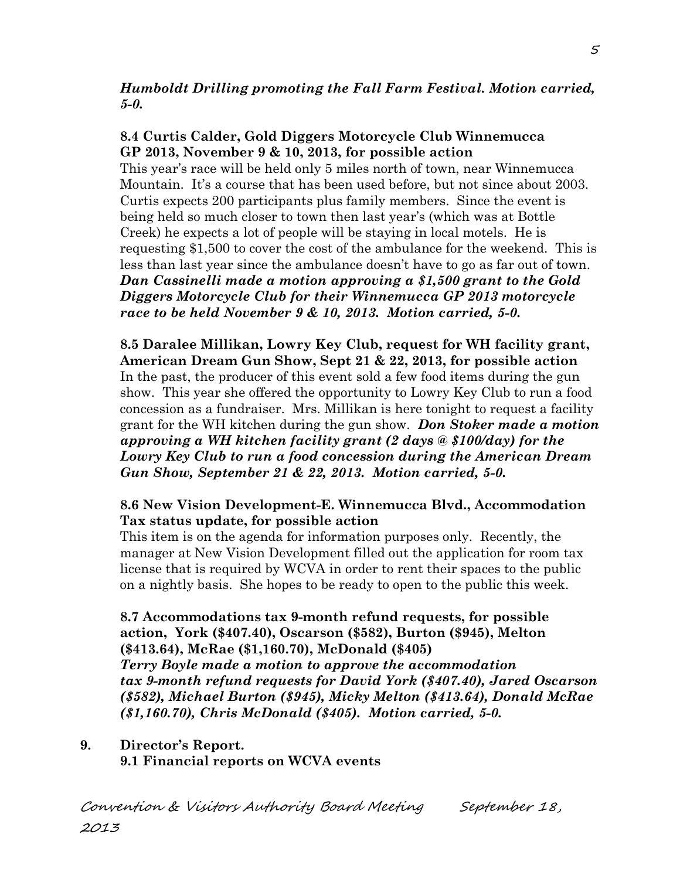***Humboldt Drilling promoting the Fall Farm Festival. Motion carried, 5-0.***

**8.4 Curtis Calder, Gold Diggers Motorcycle Club Winnemucca GP 2013, November 9 & 10, 2013, for possible action**

This year's race will be held only 5 miles north of town, near Winnemucca Mountain. It's a course that has been used before, but not since about 2003. Curtis expects 200 participants plus family members. Since the event is being held so much closer to town then last year's (which was at Bottle Creek) he expects a lot of people will be staying in local motels. He is requesting $1,500 to cover the cost of the ambulance for the weekend. This is less than last year since the ambulance doesn't have to go as far out of town. ***Dan Cassinelli made a motion approving a $1,500 grant to the Gold Diggers Motorcycle Club for their Winnemucca GP 2013 motorcycle race to be held November 9 & 10, 2013. Motion carried, 5-0.***

**8.5 Daralee Millikan, Lowry Key Club, request for WH facility grant, American Dream Gun Show, Sept 21 & 22, 2013, for possible action**

In the past, the producer of this event sold a few food items during the gun show. This year she offered the opportunity to Lowry Key Club to run a food concession as a fundraiser. Mrs. Millikan is here tonight to request a facility grant for the WH kitchen during the gun show. ***Don Stoker made a motion approving a WH kitchen facility grant (2 days @ $100/day) for the Lowry Key Club to run a food concession during the American Dream Gun Show, September 21 & 22, 2013. Motion carried, 5-0.***

**8.6 New Vision Development-E. Winnemucca Blvd., Accommodation Tax status update, for possible action**

This item is on the agenda for information purposes only. Recently, the manager at New Vision Development filled out the application for room tax license that is required by WCVA in order to rent their spaces to the public on a nightly basis. She hopes to be ready to open to the public this week.

**8.7 Accommodations tax 9-month refund requests, for possible action, York ($407.40), Oscarson ($582), Burton ($945), Melton ($413.64), McRae ($1,160.70), McDonald ($405)**

***Terry Boyle made a motion to approve the accommodation tax 9-month refund requests for David York ($407.40), Jared Oscarson ($582), Michael Burton ($945), Micky Melton ($413.64), Donald McRae ($1,160.70), Chris McDonald ($405). Motion carried, 5-0.***

**9. Director's Report.**

**9.1 Financial reports on WCVA events**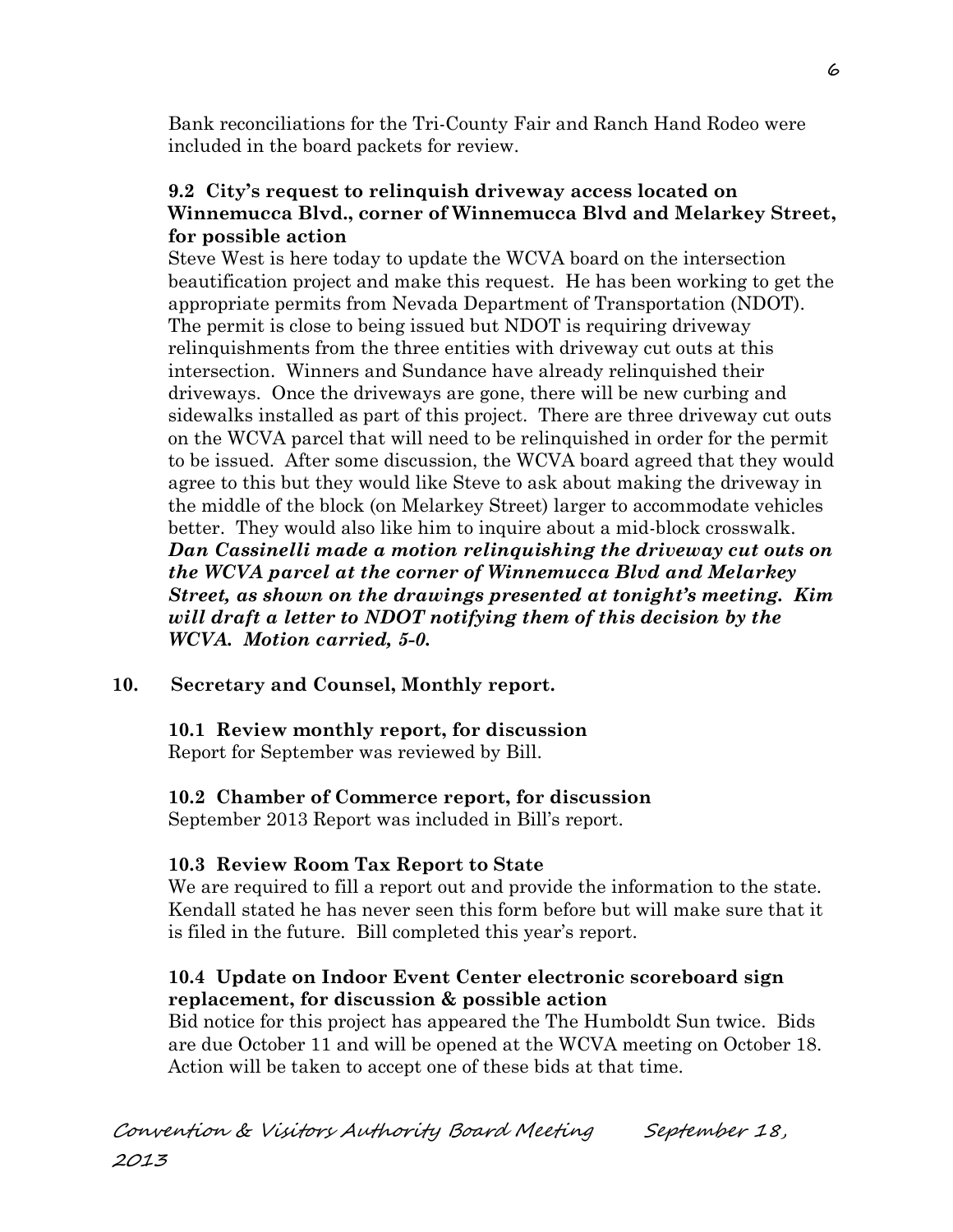Bank reconciliations for the Tri-County Fair and Ranch Hand Rodeo were included in the board packets for review.

**9.2 City's request to relinquish driveway access located on Winnemucca Blvd., corner of Winnemucca Blvd and Melarkey Street, for possible action**

Steve West is here today to update the WCVA board on the intersection beautification project and make this request. He has been working to get the appropriate permits from Nevada Department of Transportation (NDOT). The permit is close to being issued but NDOT is requiring driveway relinquishments from the three entities with driveway cut outs at this intersection. Winners and Sundance have already relinquished their driveways. Once the driveways are gone, there will be new curbing and sidewalks installed as part of this project. There are three driveway cut outs on the WCVA parcel that will need to be relinquished in order for the permit to be issued. After some discussion, the WCVA board agreed that they would agree to this but they would like Steve to ask about making the driveway in the middle of the block (on Melarkey Street) larger to accommodate vehicles better. They would also like him to inquire about a mid-block crosswalk. ***Dan Cassinelli made a motion relinquishing the driveway cut outs on the WCVA parcel at the corner of Winnemucca Blvd and Melarkey Street, as shown on the drawings presented at tonight's meeting. Kim will draft a letter to NDOT notifying them of this decision by the WCVA. Motion carried, 5-0.***

**10. Secretary and Counsel, Monthly report.**

**10.1 Review monthly report, for discussion**

Report for September was reviewed by Bill.

**10.2 Chamber of Commerce report, for discussion**

September 2013 Report was included in Bill's report.

**10.3 Review Room Tax Report to State**

We are required to fill a report out and provide the information to the state. Kendall stated he has never seen this form before but will make sure that it is filed in the future. Bill completed this year's report.

**10.4 Update on Indoor Event Center electronic scoreboard sign replacement, for discussion & possible action**

Bid notice for this project has appeared the The Humboldt Sun twice. Bids are due October 11 and will be opened at the WCVA meeting on October 18. Action will be taken to accept one of these bids at that time.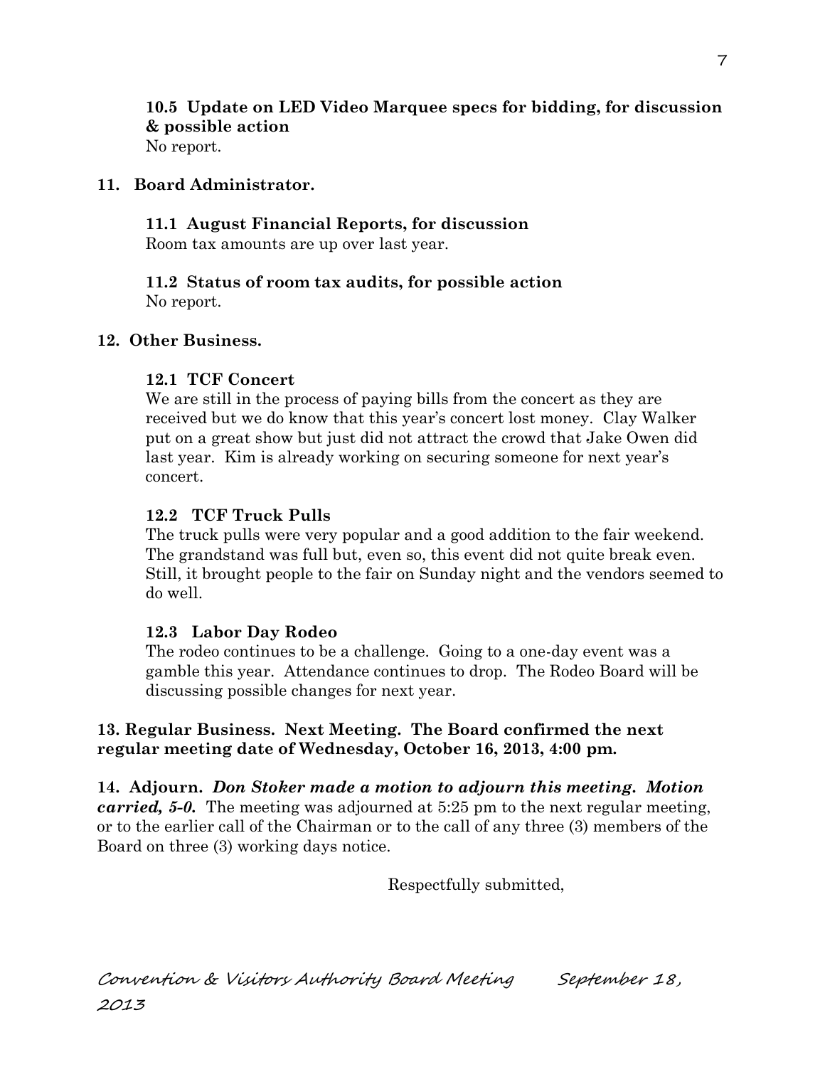**10.5 Update on LED Video Marquee specs for bidding, for discussion & possible action**
No report.

**11. Board Administrator.**

**11.1 August Financial Reports, for discussion**
Room tax amounts are up over last year.

**11.2 Status of room tax audits, for possible action**
No report.

**12. Other Business.**

**12.1 TCF Concert**
We are still in the process of paying bills from the concert as they are received but we do know that this year's concert lost money. Clay Walker put on a great show but just did not attract the crowd that Jake Owen did last year. Kim is already working on securing someone for next year's concert.

**12.2 TCF Truck Pulls**
The truck pulls were very popular and a good addition to the fair weekend. The grandstand was full but, even so, this event did not quite break even. Still, it brought people to the fair on Sunday night and the vendors seemed to do well.

**12.3 Labor Day Rodeo**
The rodeo continues to be a challenge. Going to a one-day event was a gamble this year. Attendance continues to drop. The Rodeo Board will be discussing possible changes for next year.

**13. Regular Business. Next Meeting. The Board confirmed the next regular meeting date of Wednesday, October 16, 2013, 4:00 pm.**

**14. Adjourn.** ***Don Stoker made a motion to adjourn this meeting. Motion carried, 5-0.*** The meeting was adjourned at 5:25 pm to the next regular meeting, or to the earlier call of the Chairman or to the call of any three (3) members of the Board on three (3) working days notice.

Respectfully submitted,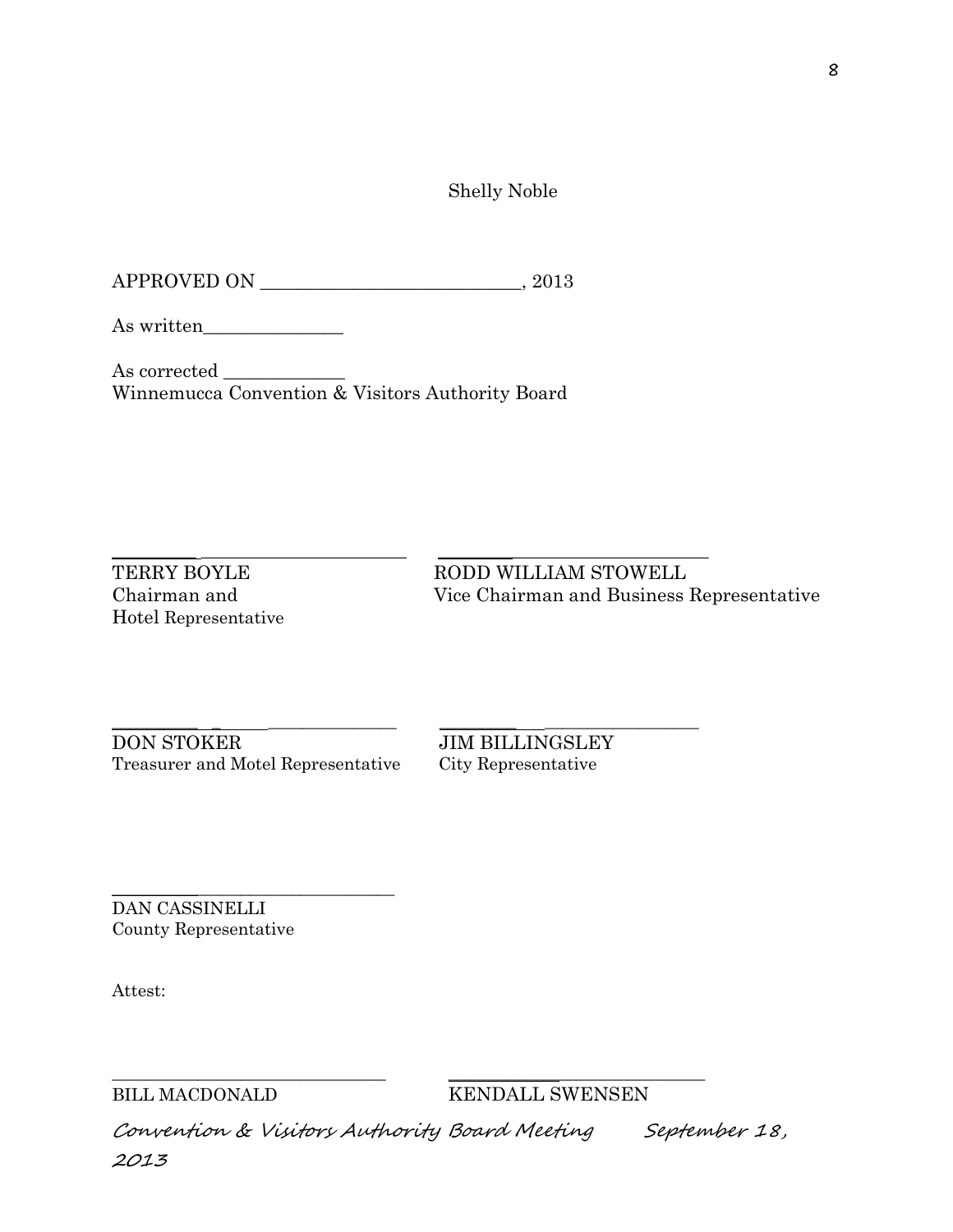Shelly Noble

APPROVED ON ____________________________, 2013

As written_______________

As corrected _____________

Winnemucca Convention & Visitors Authority Board

_________________________________  
TERRY BOYLE  
Chairman and  
Hotel Representative

_________________________________  
RODD WILLIAM STOWELL  
Vice Chairman and Business Representative

_________________________________  
DON STOKER  
Treasurer and Motel Representative

_________________________________  
JIM BILLINGSLEY  
City Representative

_________________________________  
DAN CASSINELLI  
County Representative

Attest:

_________________________________  
BILL MACDONALD

_________________________________  
KENDALL SWENSEN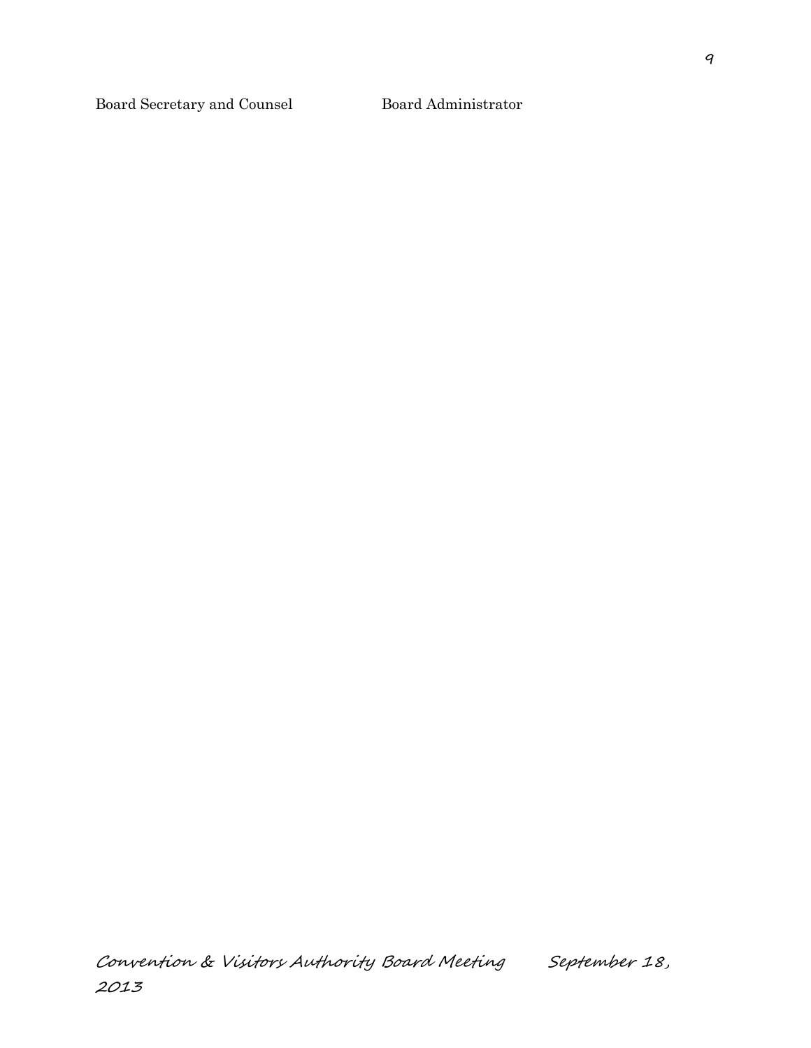Board Secretary and Counsel Board Administrator